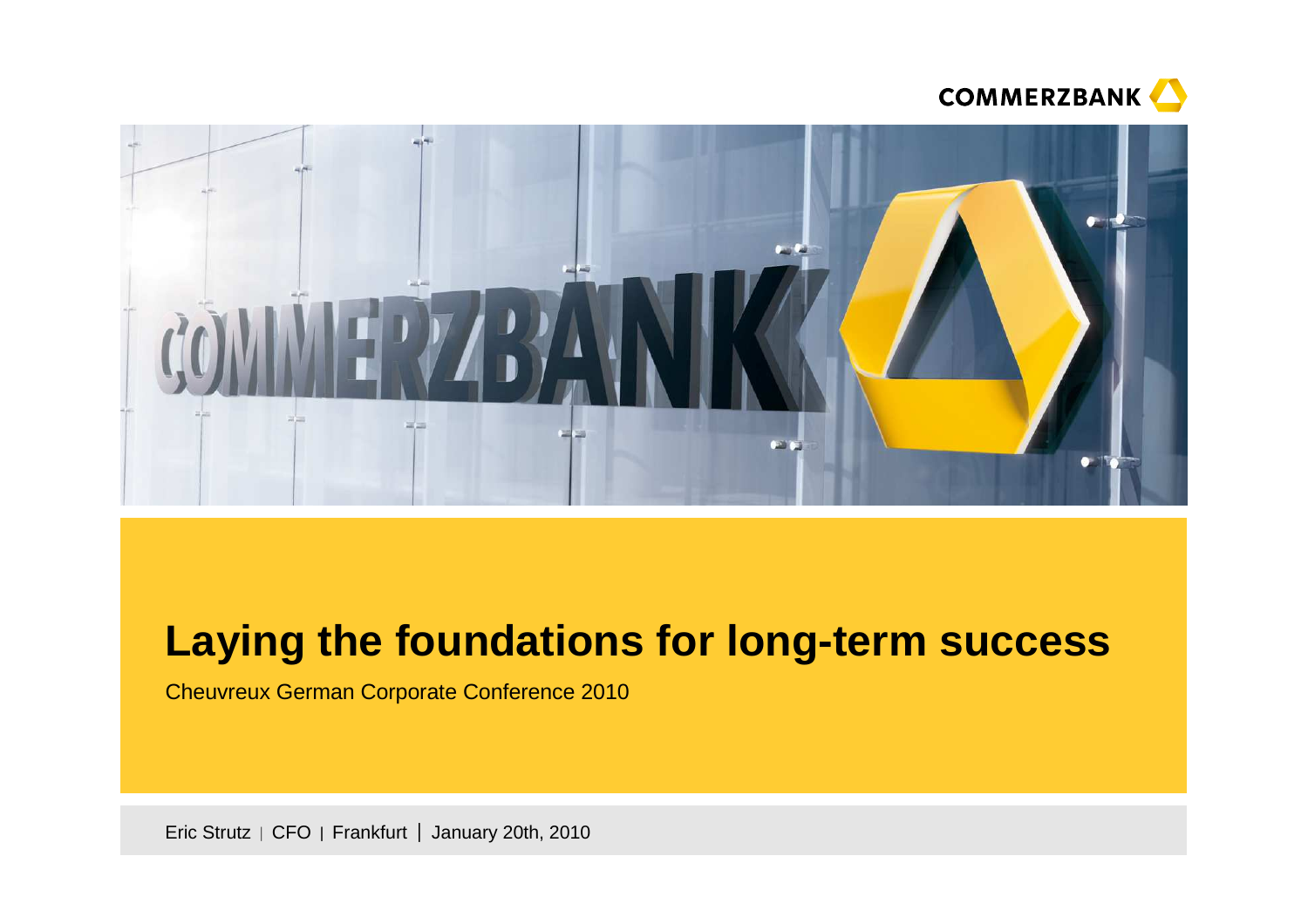# Laying the foundations for long-term success

Cheuvreux German Corporate Conference 2010

Eric Strutz | CFO | Frankfurt | January 20th, 2010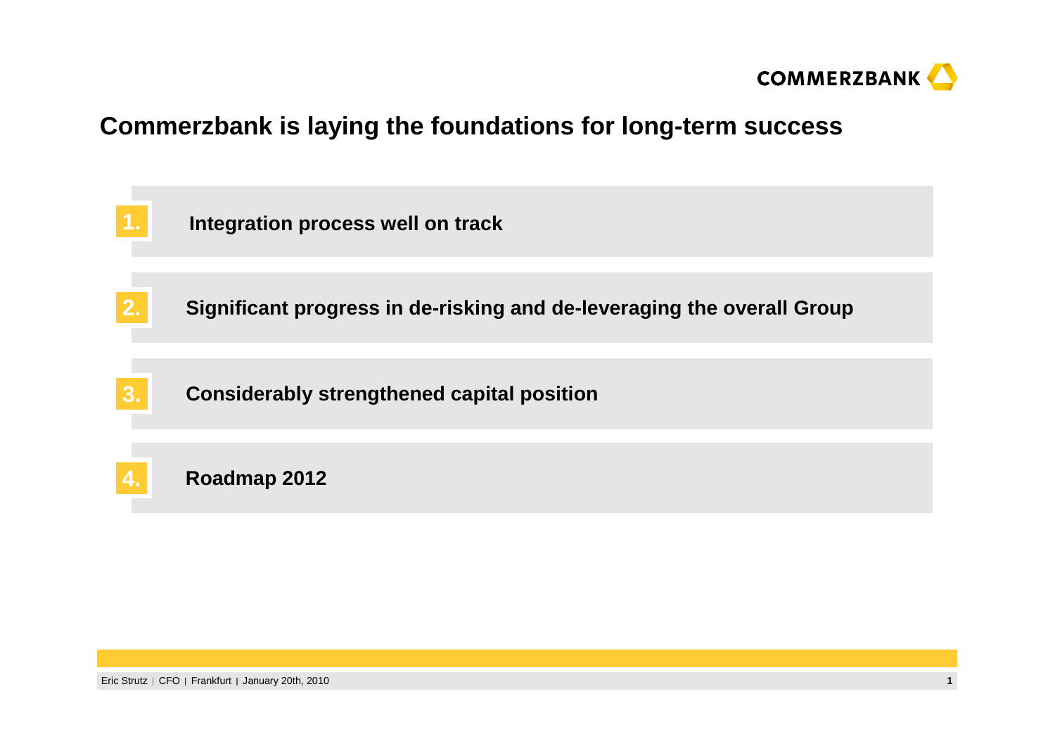# Commerzbank is laying the foundations for long-term success

1. **Integration process well on track**
2. **Significant progress in de-risking and de-leveraging the overall Group**
3. **Considerably strengthened capital position**
4. **Roadmap 2012**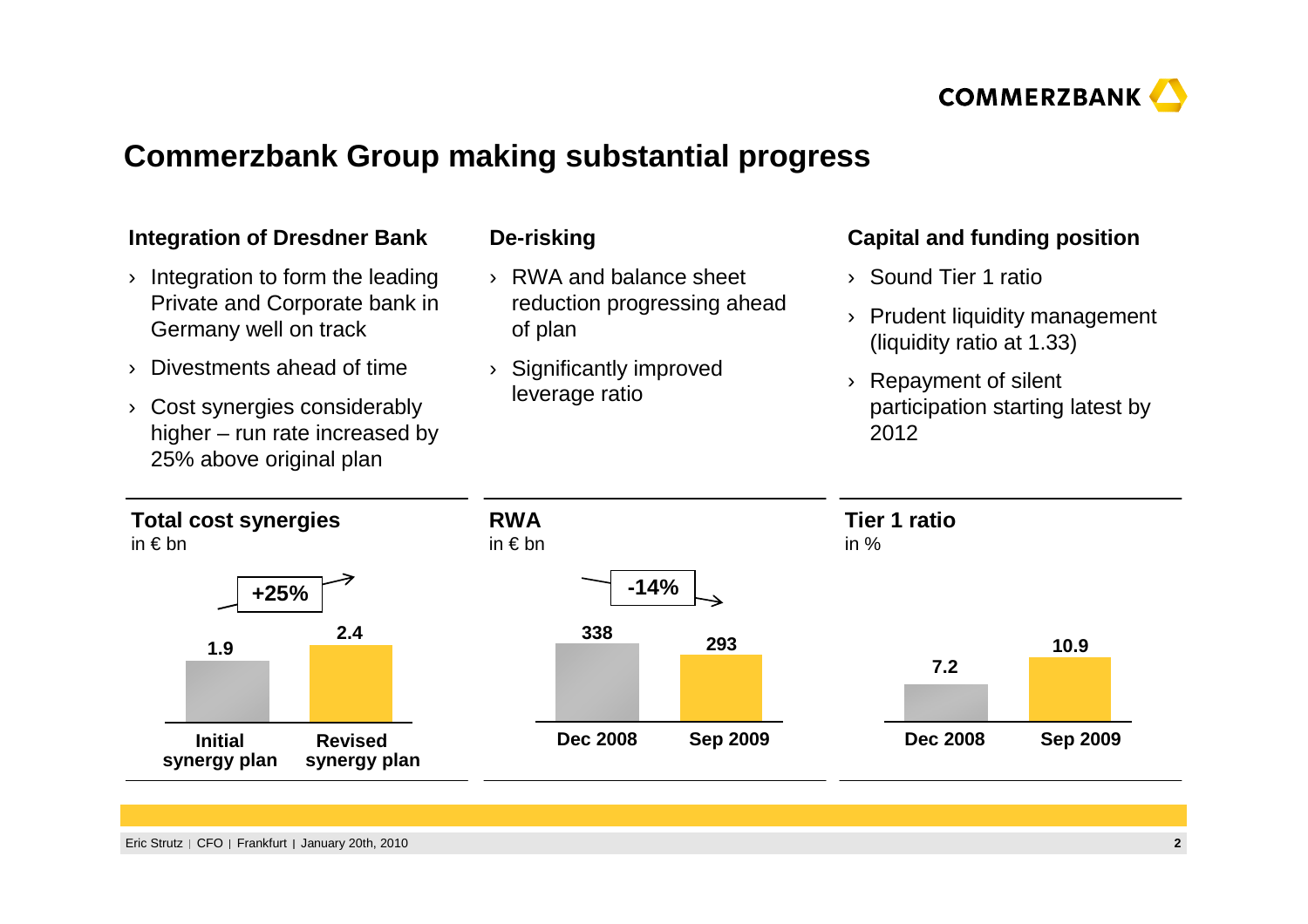# Commerzbank Group making substantial progress

### Integration of Dresdner Bank

- Integration to form the leading Private and Corporate bank in Germany well on track
- Divestments ahead of time
- Cost synergies considerably higher – run rate increased by 25% above original plan

### De-risking

- RWA and balance sheet reduction progressing ahead of plan
- Significantly improved leverage ratio

### Capital and funding position

- Sound Tier 1 ratio
- Prudent liquidity management (liquidity ratio at 1.33)
- Repayment of silent participation starting latest by 2012

### Total cost synergies

in € bn

| Initial synergy plan | Revised synergy plan |
|---|---|
| 1.9 | 2.4 |

+25%

### RWA

in € bn

| Dec 2008 | Sep 2009 |
|---|---|
| 338 | 293 |

-14%

### Tier 1 ratio

in %

| Dec 2008 | Sep 2009 |
|---|---|
| 7.2 | 10.9 |

Eric Strutz | CFO | Frankfurt | January 20th, 2010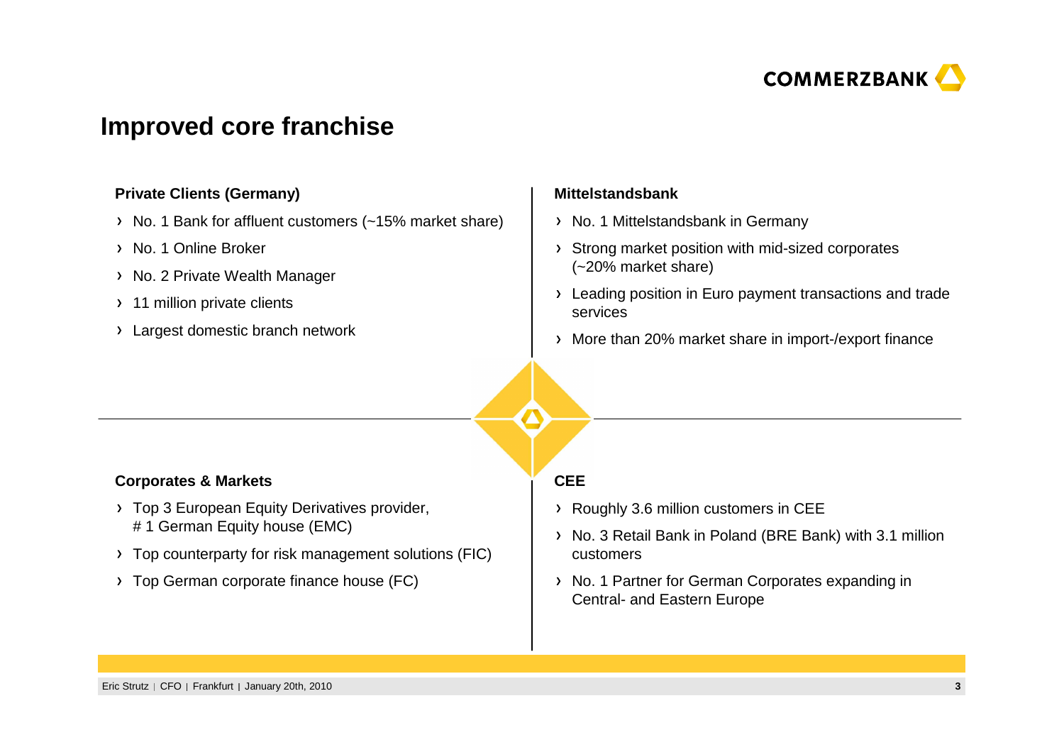# Improved core franchise

### Private Clients (Germany)

- No. 1 Bank for affluent customers (~15% market share)
- No. 1 Online Broker
- No. 2 Private Wealth Manager
- 11 million private clients
- Largest domestic branch network

### Mittelstandsbank

- No. 1 Mittelstandsbank in Germany
- Strong market position with mid-sized corporates (~20% market share)
- Leading position in Euro payment transactions and trade services
- More than 20% market share in import-/export finance

### Corporates & Markets

- Top 3 European Equity Derivatives provider, # 1 German Equity house (EMC)
- Top counterparty for risk management solutions (FIC)
- Top German corporate finance house (FC)

### CEE

- Roughly 3.6 million customers in CEE
- No. 3 Retail Bank in Poland (BRE Bank) with 3.1 million customers
- No. 1 Partner for German Corporates expanding in Central- and Eastern Europe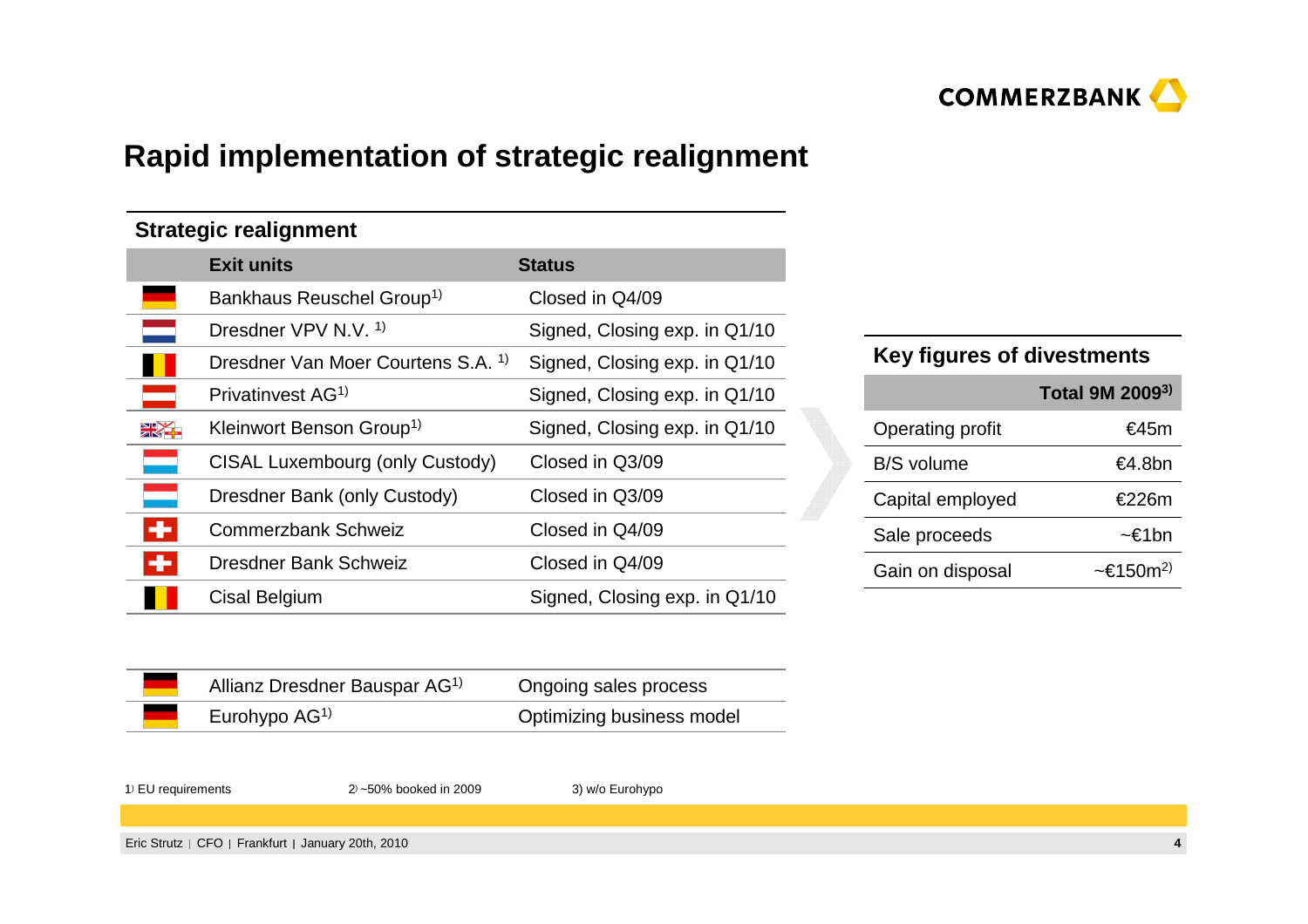# Rapid implementation of strategic realignment

## Strategic realignment

| Exit units | Status |
|---|---|
| Bankhaus Reuschel Group[1] | Closed in Q4/09 |
| Dresdner VPV N.V. [1] | Signed, Closing exp. in Q1/10 |
| Dresdner Van Moer Courtens S.A. [1] | Signed, Closing exp. in Q1/10 |
| Privatinvest AG[1] | Signed, Closing exp. in Q1/10 |
| Kleinwort Benson Group[1] | Signed, Closing exp. in Q1/10 |
| CISAL Luxembourg (only Custody) | Closed in Q3/09 |
| Dresdner Bank (only Custody) | Closed in Q3/09 |
| Commerzbank Schweiz | Closed in Q4/09 |
| Dresdner Bank Schweiz | Closed in Q4/09 |
| Cisal Belgium | Signed, Closing exp. in Q1/10 |

| | |
|---|---|
| Allianz Dresdner Bauspar AG[1] | Ongoing sales process |
| Eurohypo AG[1] | Optimizing business model |

## Key figures of divestments

| | Total 9M 2009[3] |
|---|---|
| Operating profit | €45m |
| B/S volume | €4.8bn |
| Capital employed | €226m |
| Sale proceeds | ~€1bn |
| Gain on disposal | ~€150m[2] |

1) EU requirements 2) ~50% booked in 2009 3) w/o Eurohypo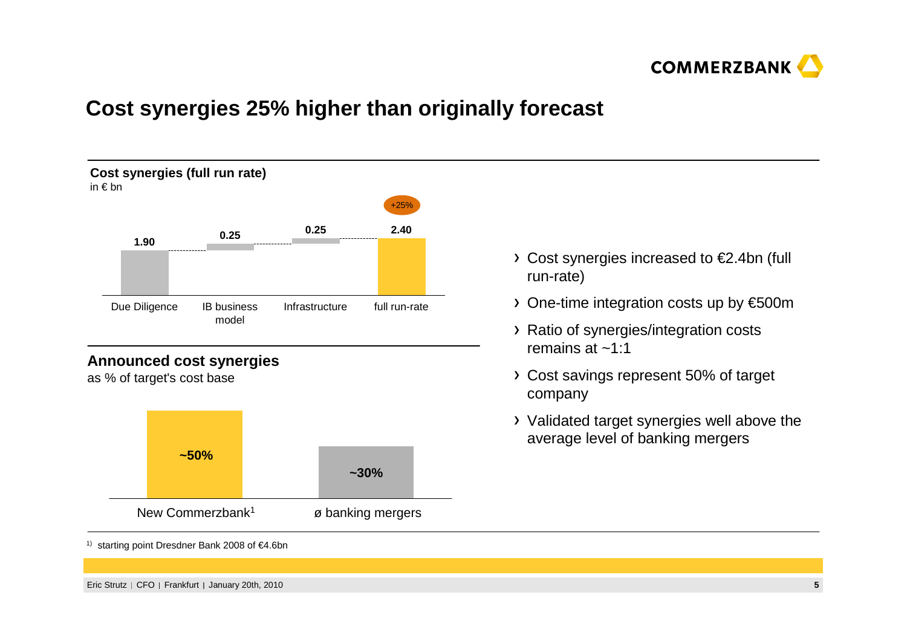# Cost synergies 25% higher than originally forecast

**Cost synergies (full run rate)**
in € bn

| Due Diligence | IB business model | Infrastructure | full run-rate |
|---|---|---|---|
| 1.90 | 0.25 | 0.25 | 2.40 |

+25%

**Announced cost synergies**
as % of target's cost base

| New Commerzbank[1] | ø banking mergers |
|---|---|
| ~50% | ~30% |

- Cost synergies increased to €2.4bn (full run-rate)
- One-time integration costs up by €500m
- Ratio of synergies/integration costs remains at ~1:1
- Cost savings represent 50% of target company
- Validated target synergies well above the average level of banking mergers

[1] starting point Dresdner Bank 2008 of €4.6bn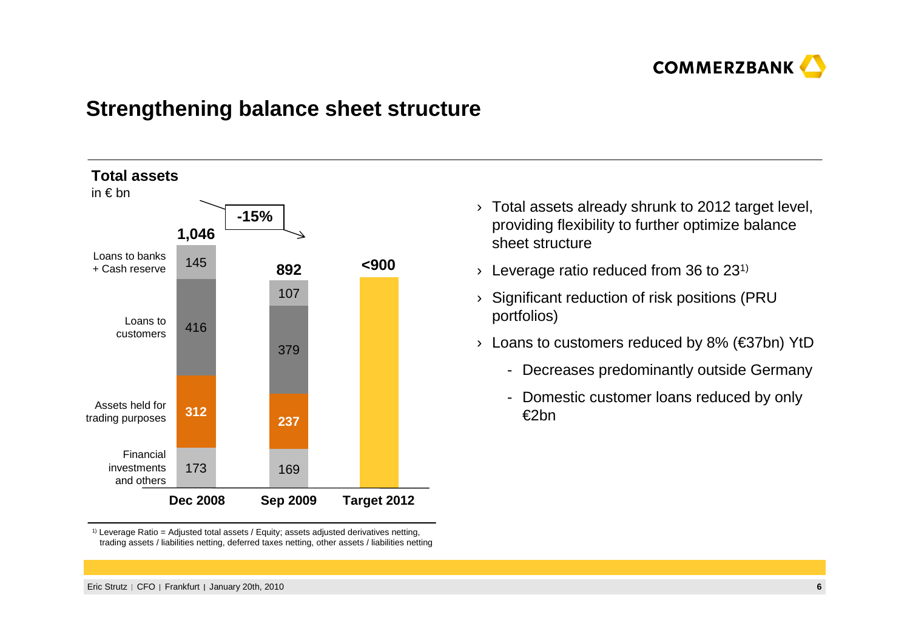## Strengthening balance sheet structure

**Total assets**
in € bn

| | Dec 2008 | Sep 2009 | Target 2012 |
|---|---|---|---|
| Loans to banks + Cash reserve | 145 | 107 | |
| Loans to customers | 416 | 379 | |
| Assets held for trading purposes | 312 | 237 | |
| Financial investments and others | 173 | 169 | |
| **Total** | **1,046** | **892** | **<900** |

**-15%** (Dec 2008 to Sep 2009)

- Total assets already shrunk to 2012 target level, providing flexibility to further optimize balance sheet structure
- Leverage ratio reduced from 36 to 23[1)]
- Significant reduction of risk positions (PRU portfolios)
- Loans to customers reduced by 8% (€37bn) YtD
  - Decreases predominantly outside Germany
  - Domestic customer loans reduced by only €2bn

[1)] Leverage Ratio = Adjusted total assets / Equity; assets adjusted derivatives netting, trading assets / liabilities netting, deferred taxes netting, other assets / liabilities netting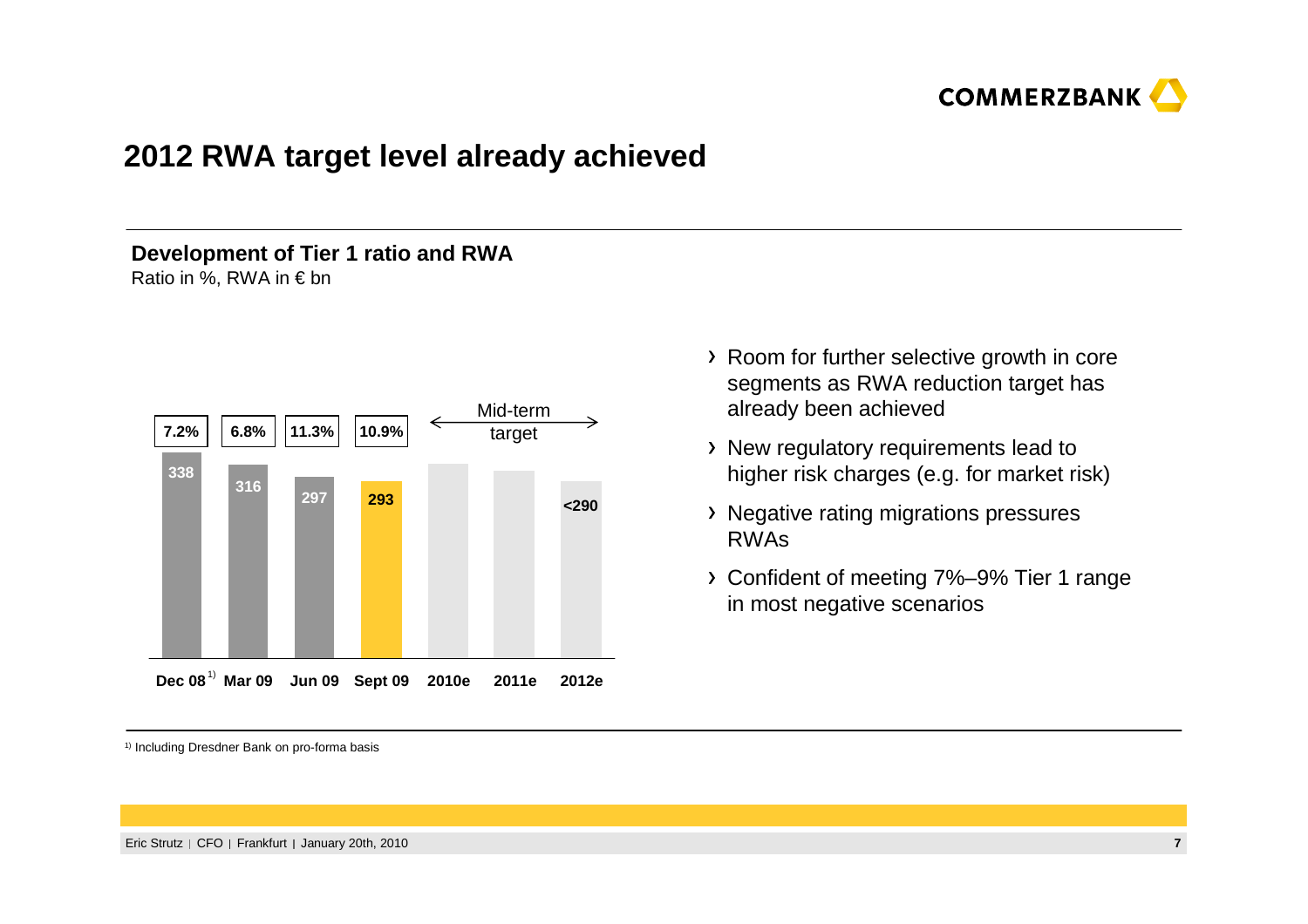# 2012 RWA target level already achieved

**Development of Tier 1 ratio and RWA**
Ratio in %, RWA in € bn

| | Dec 08[1] | Mar 09 | Jun 09 | Sept 09 | 2010e | 2011e | 2012e |
|---|---|---|---|---|---|---|---|
| Tier 1 ratio | 7.2% | 6.8% | 11.3% | 10.9% | | | |
| RWA | 338 | 316 | 297 | 293 | | | <290 |

Mid-term target (2010e–2012e)

- Room for further selective growth in core segments as RWA reduction target has already been achieved
- New regulatory requirements lead to higher risk charges (e.g. for market risk)
- Negative rating migrations pressures RWAs
- Confident of meeting 7%–9% Tier 1 range in most negative scenarios

[1] Including Dresdner Bank on pro-forma basis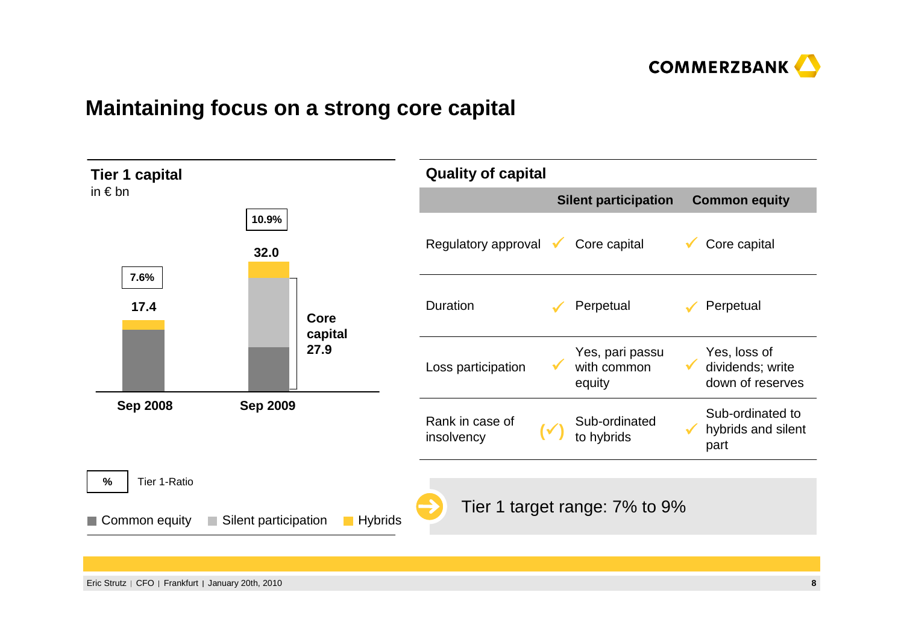# Maintaining focus on a strong core capital

## Tier 1 capital

in € bn

| | Sep 2008 | Sep 2009 |
|---|---|---|
| Tier 1 capital | 17.4 | 32.0 |
| Tier 1-Ratio | 7.6% | 10.9% |
| Core capital | | 27.9 |

Common equity | Silent participation | Hybrids

% Tier 1-Ratio

## Quality of capital

| | Silent participation | Common equity |
|---|---|---|
| Regulatory approval | ✓ Core capital | ✓ Core capital |
| Duration | ✓ Perpetual | ✓ Perpetual |
| Loss participation | ✓ Yes, pari passu with common equity | ✓ Yes, loss of dividends; write down of reserves |
| Rank in case of insolvency | (✓) Sub-ordinated to hybrids | ✓ Sub-ordinated to hybrids and silent part |

Tier 1 target range: 7% to 9%

Eric Strutz | CFO | Frankfurt | January 20th, 2010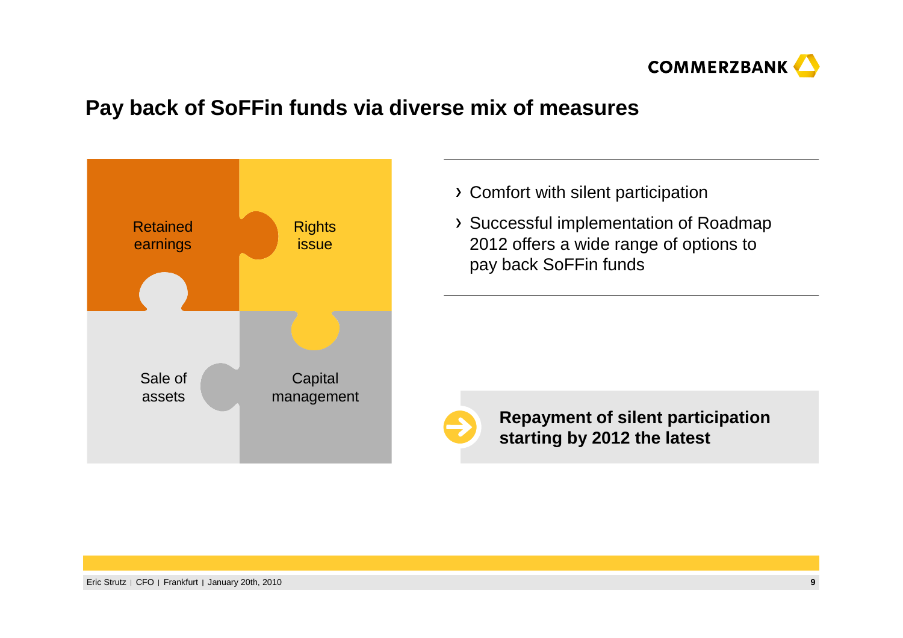# Pay back of SoFFin funds via diverse mix of measures

- Retained earnings
- Rights issue
- Sale of assets
- Capital management

- Comfort with silent participation
- Successful implementation of Roadmap 2012 offers a wide range of options to pay back SoFFin funds

**Repayment of silent participation starting by 2012 the latest**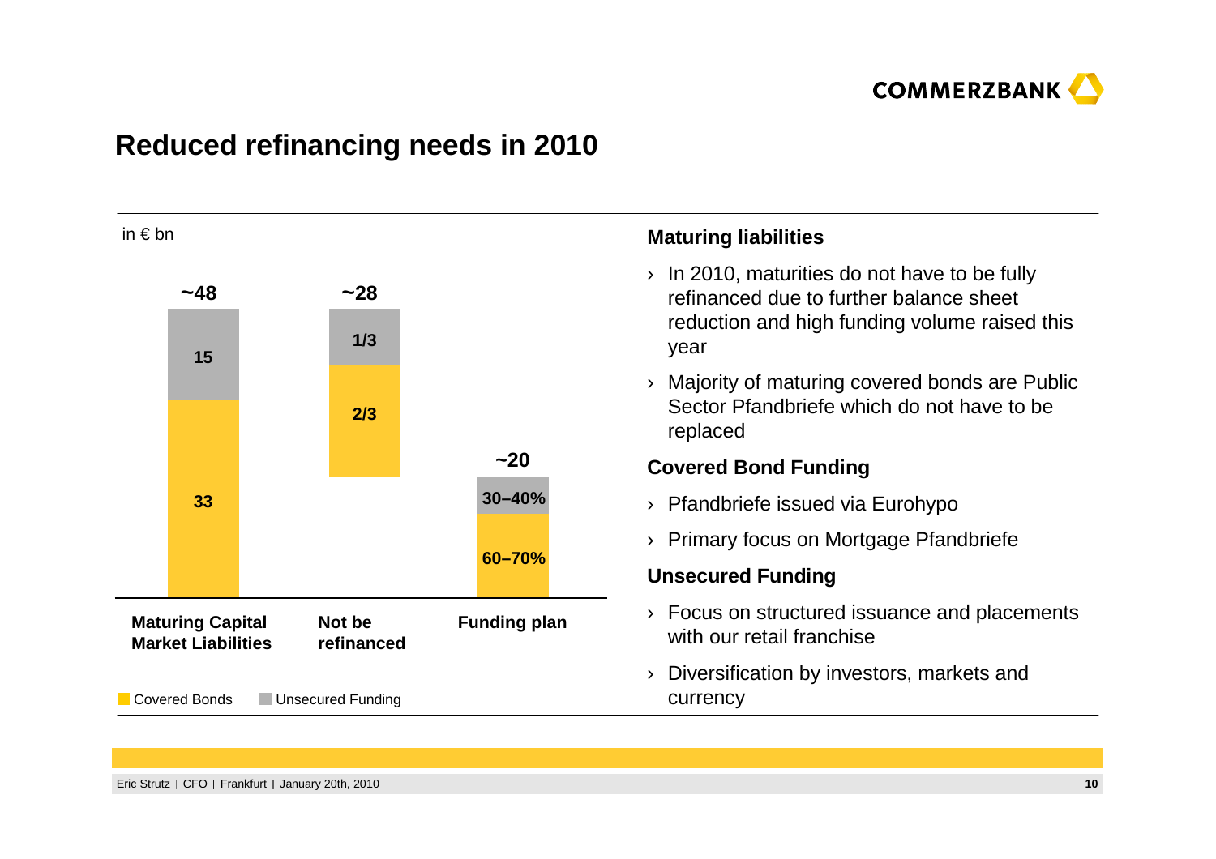## Reduced refinancing needs in 2010

in € bn

| | Maturing Capital Market Liabilities | Not be refinanced | Funding plan |
|---|---|---|---|
| Total | ~48 | ~28 | ~20 |
| Unsecured Funding | 15 | 1/3 | 30–40% |
| Covered Bonds | 33 | 2/3 | 60–70% |

### Maturing liabilities

- In 2010, maturities do not have to be fully refinanced due to further balance sheet reduction and high funding volume raised this year
- Majority of maturing covered bonds are Public Sector Pfandbriefe which do not have to be replaced

### Covered Bond Funding

- Pfandbriefe issued via Eurohypo
- Primary focus on Mortgage Pfandbriefe

### Unsecured Funding

- Focus on structured issuance and placements with our retail franchise
- Diversification by investors, markets and currency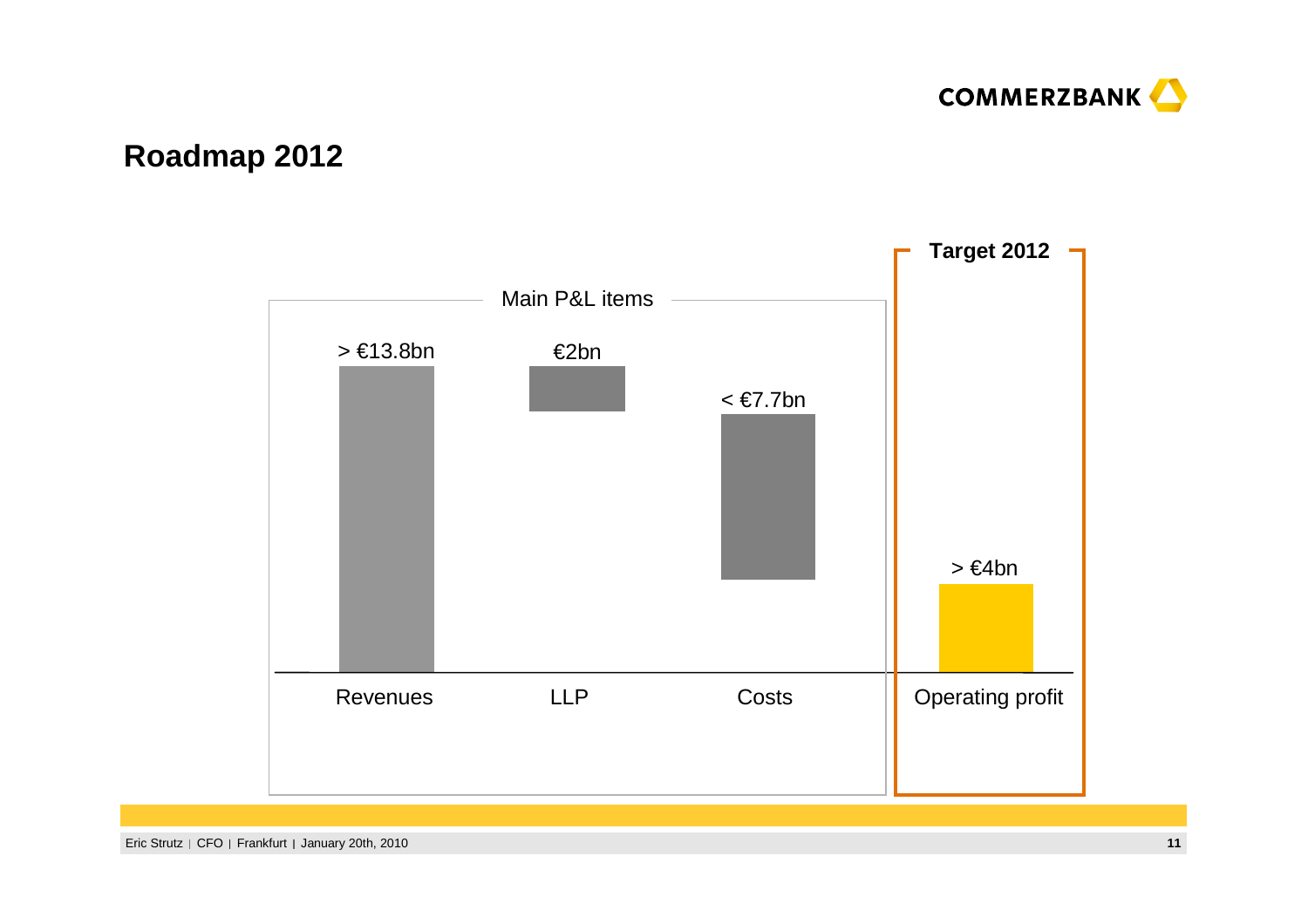## Roadmap 2012

Main P&L items

| Revenues | LLP | Costs |
|---|---|---|
| > €13.8bn | €2bn | < €7.7bn |

**Target 2012**

| Operating profit |
|---|
| > €4bn |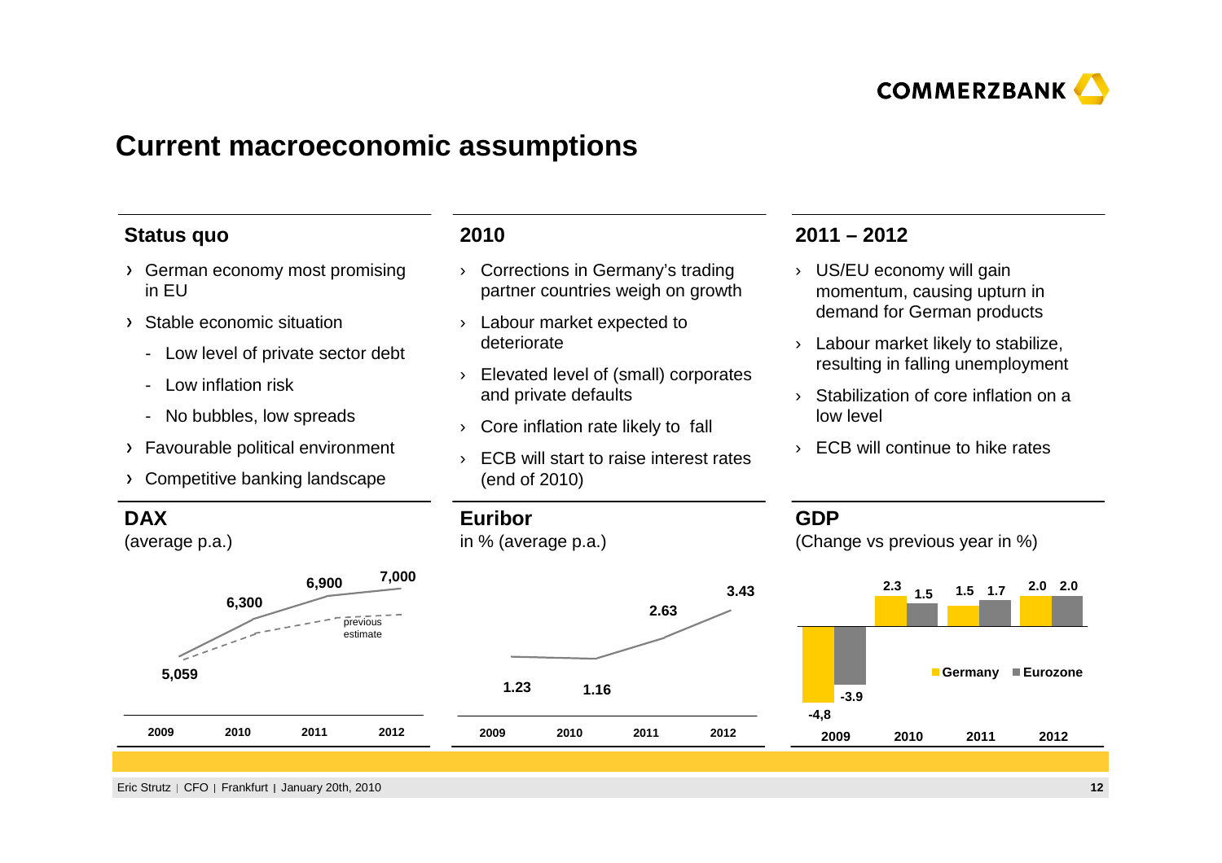# Current macroeconomic assumptions

### Status quo

- German economy most promising in EU
- Stable economic situation
  - Low level of private sector debt
  - Low inflation risk
  - No bubbles, low spreads
- Favourable political environment
- Competitive banking landscape

### 2010

- Corrections in Germany's trading partner countries weigh on growth
- Labour market expected to deteriorate
- Elevated level of (small) corporates and private defaults
- Core inflation rate likely to fall
- ECB will start to raise interest rates (end of 2010)

### 2011 – 2012

- US/EU economy will gain momentum, causing upturn in demand for German products
- Labour market likely to stabilize, resulting in falling unemployment
- Stabilization of core inflation on a low level
- ECB will continue to hike rates

### DAX

(average p.a.)

| | 2009 | 2010 | 2011 | 2012 |
|---|---|---|---|---|
| DAX | 5,059 | 6,300 | 6,900 | 7,000 |

(dashed line: previous estimate)

### Euribor

in % (average p.a.)

| | 2009 | 2010 | 2011 | 2012 |
|---|---|---|---|---|
| Euribor | 1.23 | 1.16 | 2.63 | 3.43 |

### GDP

(Change vs previous year in %)

| | 2009 | 2010 | 2011 | 2012 |
|---|---|---|---|---|
| Germany | -4,8 | 2.3 | 1.5 | 2.0 |
| Eurozone | -3.9 | 1.5 | 1.7 | 2.0 |

Eric Strutz | CFO | Frankfurt | January 20th, 2010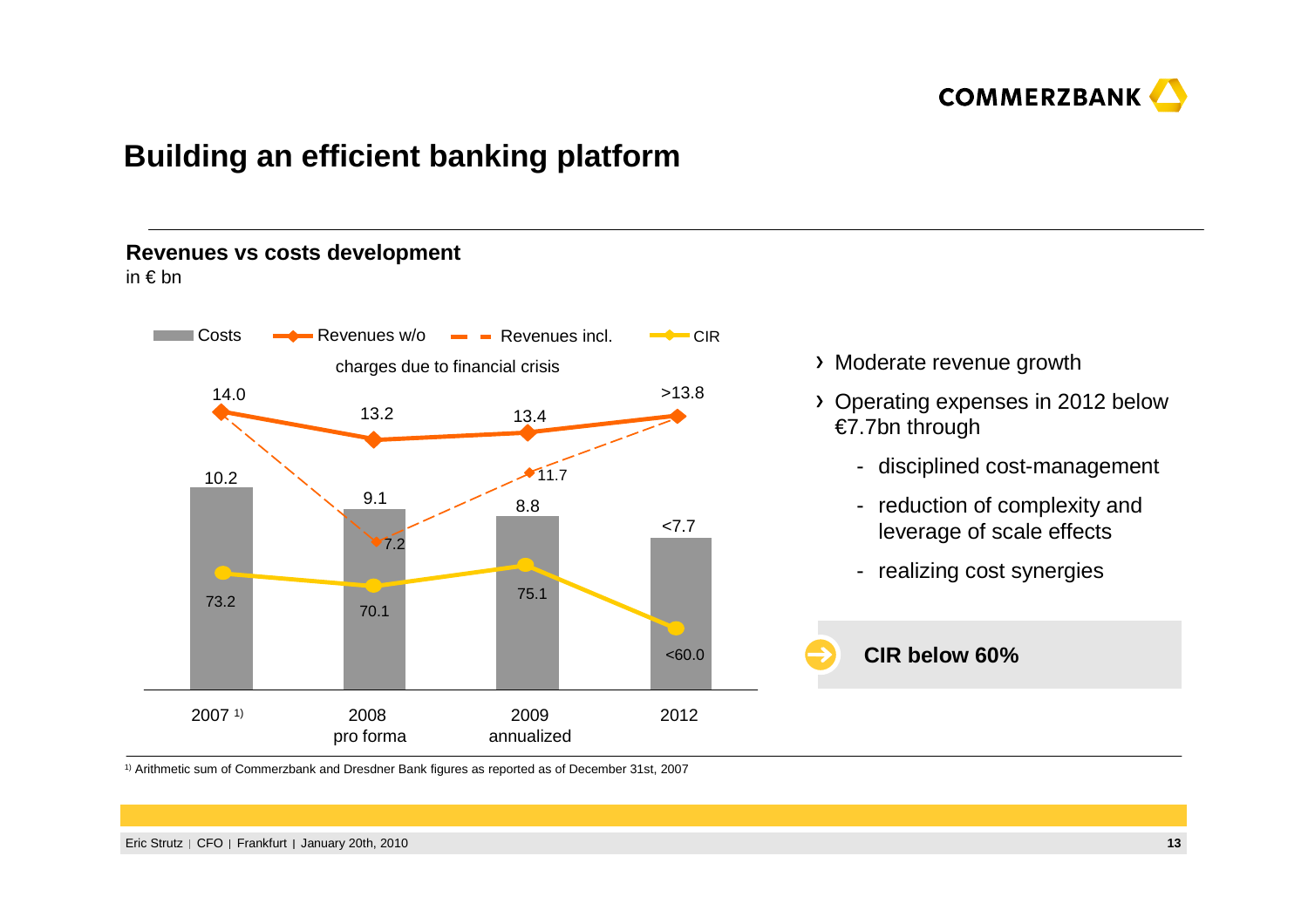# Building an efficient banking platform

## Revenues vs costs development

in € bn

| | 2007 [1] | 2008 pro forma | 2009 annualized | 2012 |
|---|---|---|---|---|
| Costs | 10.2 | 9.1 | 8.8 | <7.7 |
| Revenues w/o charges due to financial crisis | 14.0 | 13.2 | 13.4 | >13.8 |
| Revenues incl. charges due to financial crisis | | 7.2 | 11.7 | |
| CIR | 73.2 | 70.1 | 75.1 | <60.0 |

- Moderate revenue growth
- Operating expenses in 2012 below €7.7bn through
  - disciplined cost-management
  - reduction of complexity and leverage of scale effects
  - realizing cost synergies

**CIR below 60%**

[1] Arithmetic sum of Commerzbank and Dresdner Bank figures as reported as of December 31st, 2007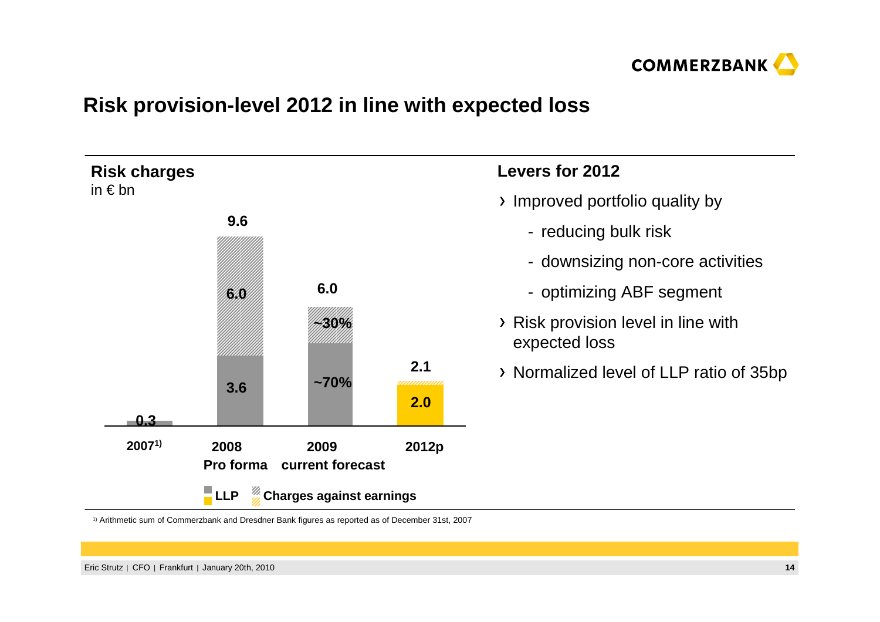## Risk provision-level 2012 in line with expected loss

**Risk charges**
in € bn

| | 2007[1] | 2008 Pro forma | 2009 current forecast | 2012p |
|---|---|---|---|---|
| LLP | 0.3 | 3.6 | ~70% | 2.0 |
| Charges against earnings | | 6.0 | ~30% | |
| Total | 0.3 | 9.6 | 6.0 | 2.1 |

■ LLP ▨ Charges against earnings

**Levers for 2012**

- Improved portfolio quality by
  - reducing bulk risk
  - downsizing non-core activities
  - optimizing ABF segment
- Risk provision level in line with expected loss
- Normalized level of LLP ratio of 35bp

[1] Arithmetic sum of Commerzbank and Dresdner Bank figures as reported as of December 31st, 2007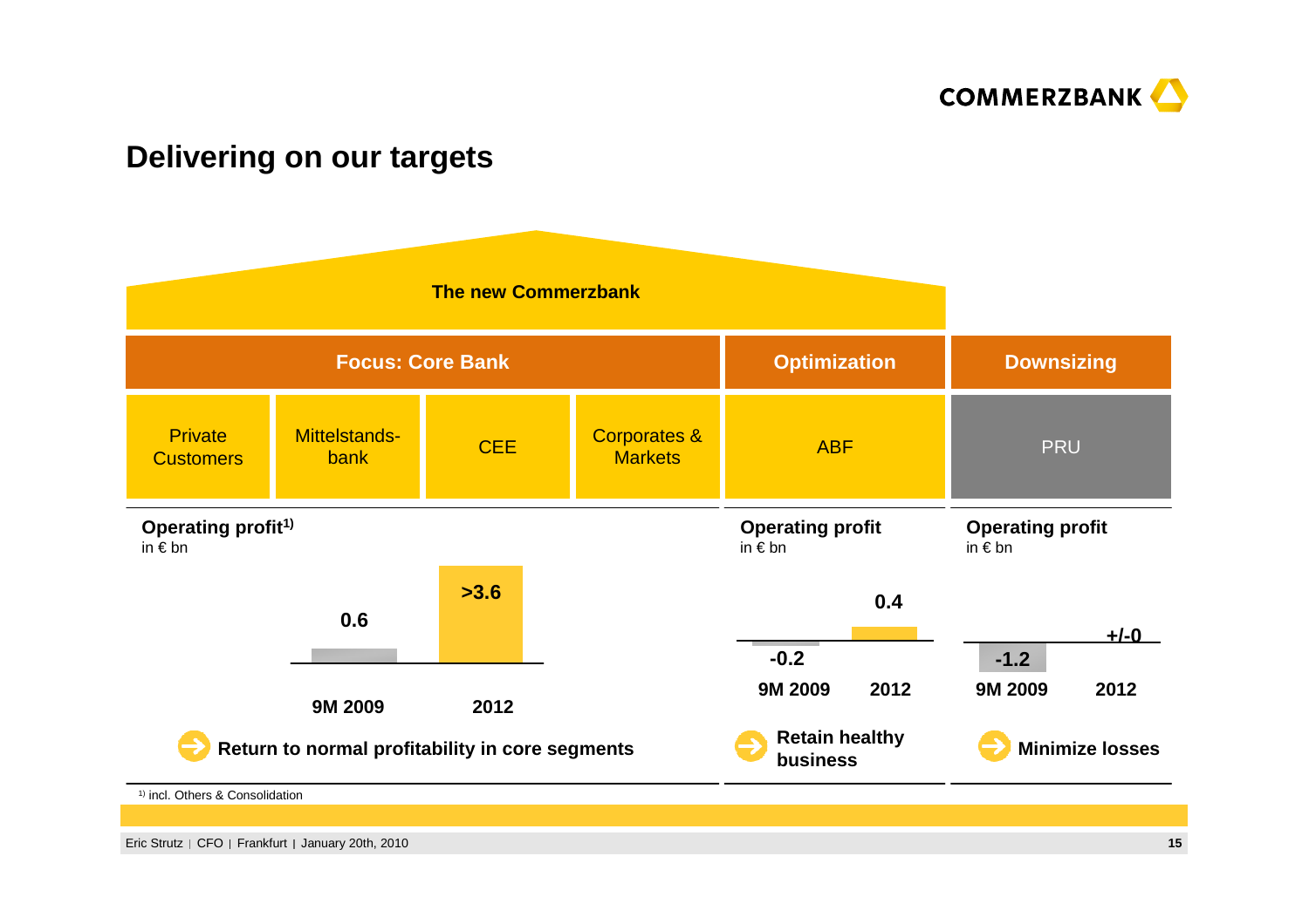# Delivering on our targets

**The new Commerzbank**

| Focus: Core Bank | | | | Optimization | Downsizing |
|---|---|---|---|---|---|
| Private Customers | Mittelstands-bank | CEE | Corporates & Markets | ABF | PRU |

**Operating profit[1)]** in € bn

| 9M 2009 | 2012 |
|---|---|
| 0.6 | >3.6 |

Return to normal profitability in core segments

**Operating profit** in € bn (ABF)

| 9M 2009 | 2012 |
|---|---|
| -0.2 | 0.4 |

Retain healthy business

**Operating profit** in € bn (PRU)

| 9M 2009 | 2012 |
|---|---|
| -1.2 | +/-0 |

Minimize losses

1) incl. Others & Consolidation

Eric Strutz | CFO | Frankfurt | January 20th, 2010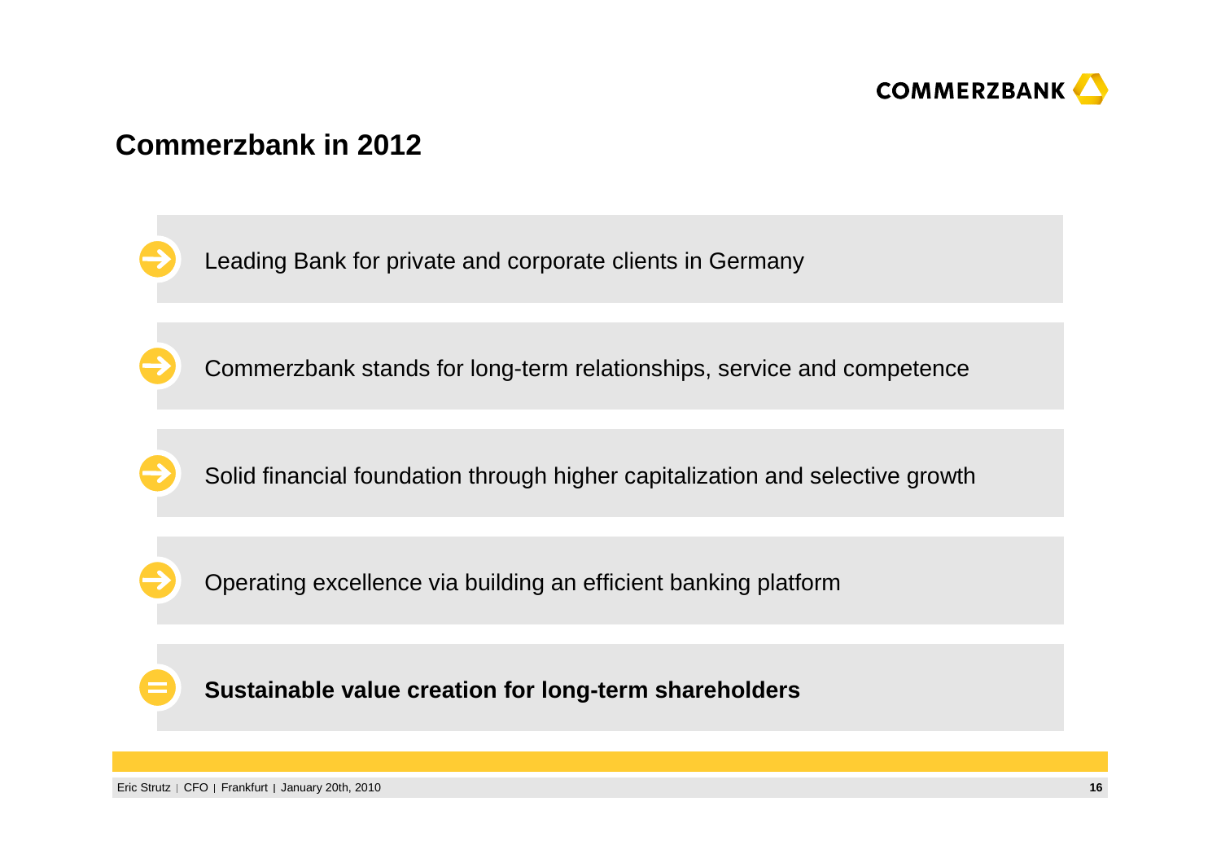# Commerzbank in 2012

- Leading Bank for private and corporate clients in Germany
- Commerzbank stands for long-term relationships, service and competence
- Solid financial foundation through higher capitalization and selective growth
- Operating excellence via building an efficient banking platform

= **Sustainable value creation for long-term shareholders**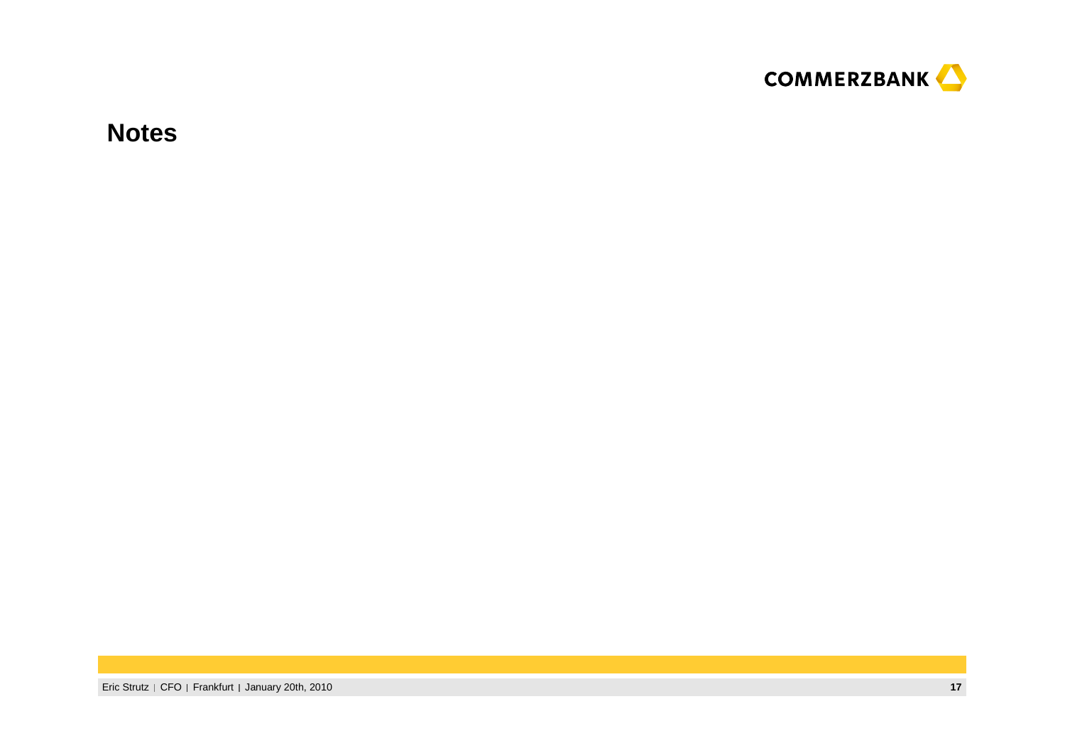# Notes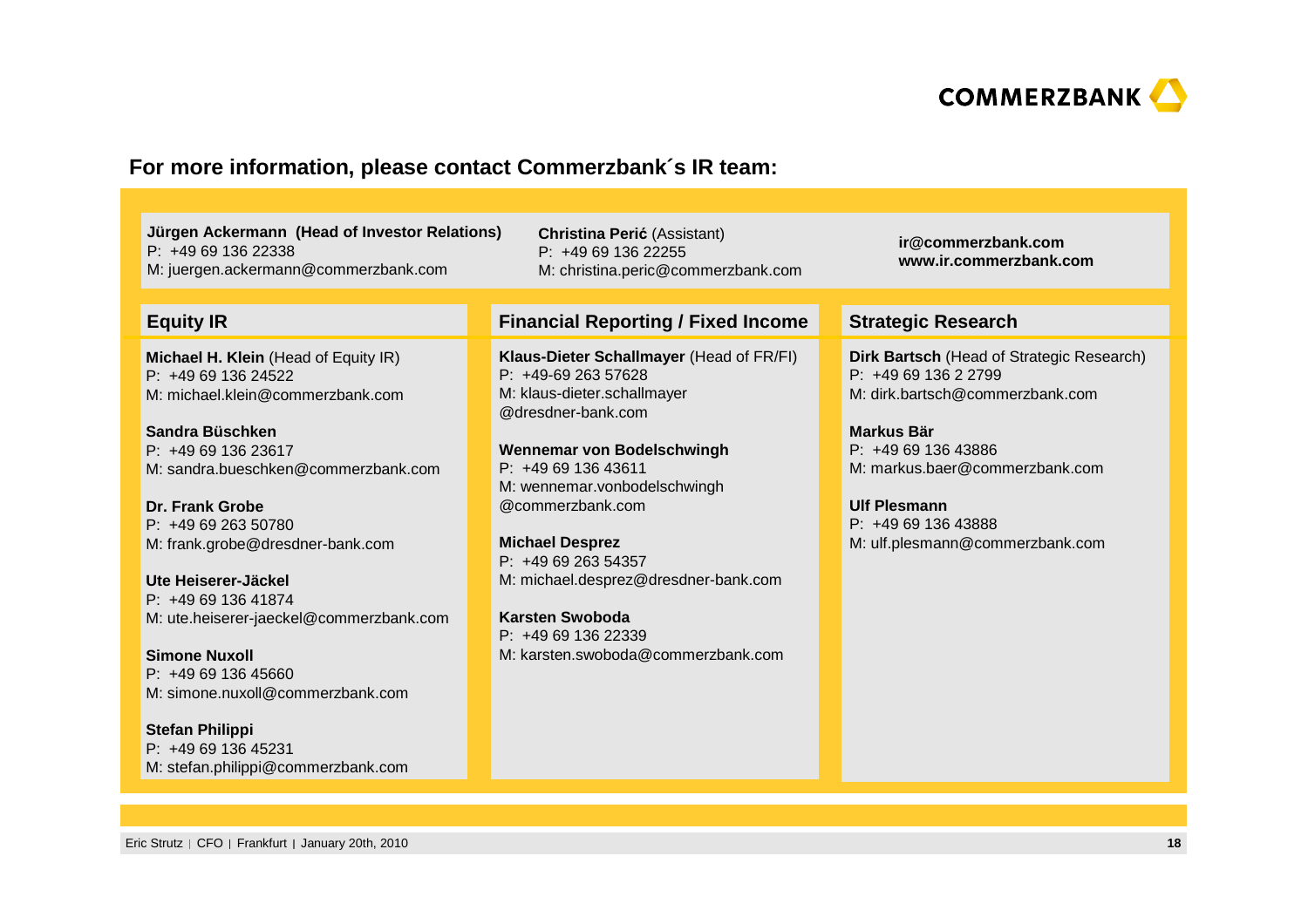## For more information, please contact Commerzbank´s IR team:

**Jürgen Ackermann (Head of Investor Relations)**
P: +49 69 136 22338
M: juergen.ackermann@commerzbank.com

**Christina Perić** (Assistant)
P: +49 69 136 22255
M: christina.peric@commerzbank.com

**ir@commerzbank.com**
**www.ir.commerzbank.com**

### Equity IR

**Michael H. Klein** (Head of Equity IR)
P: +49 69 136 24522
M: michael.klein@commerzbank.com

**Sandra Büschken**
P: +49 69 136 23617
M: sandra.bueschken@commerzbank.com

**Dr. Frank Grobe**
P: +49 69 263 50780
M: frank.grobe@dresdner-bank.com

**Ute Heiserer-Jäckel**
P: +49 69 136 41874
M: ute.heiserer-jaeckel@commerzbank.com

**Simone Nuxoll**
P: +49 69 136 45660
M: simone.nuxoll@commerzbank.com

**Stefan Philippi**
P: +49 69 136 45231
M: stefan.philippi@commerzbank.com

### Financial Reporting / Fixed Income

**Klaus-Dieter Schallmayer** (Head of FR/FI)
P: +49-69 263 57628
M: klaus-dieter.schallmayer@dresdner-bank.com

**Wennemar von Bodelschwingh**
P: +49 69 136 43611
M: wennemar.vonbodelschwingh@commerzbank.com

**Michael Desprez**
P: +49 69 263 54357
M: michael.desprez@dresdner-bank.com

**Karsten Swoboda**
P: +49 69 136 22339
M: karsten.swoboda@commerzbank.com

### Strategic Research

**Dirk Bartsch** (Head of Strategic Research)
P: +49 69 136 2 2799
M: dirk.bartsch@commerzbank.com

**Markus Bär**
P: +49 69 136 43886
M: markus.baer@commerzbank.com

**Ulf Plesmann**
P: +49 69 136 43888
M: ulf.plesmann@commerzbank.com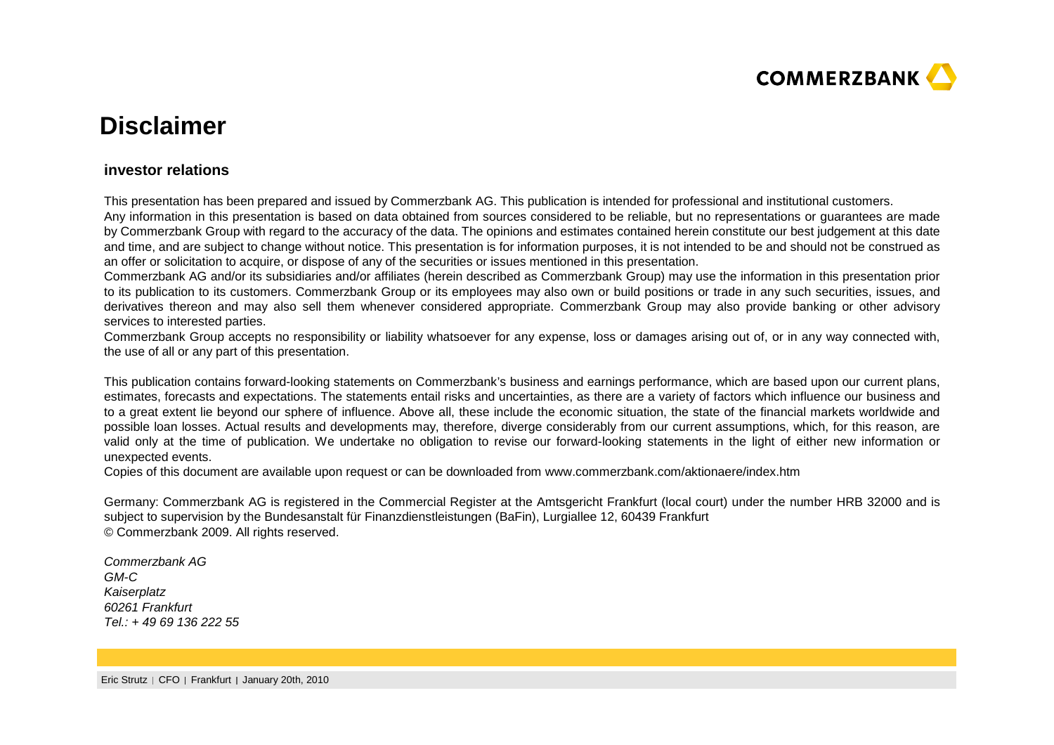# Disclaimer

**investor relations**

This presentation has been prepared and issued by Commerzbank AG. This publication is intended for professional and institutional customers.
Any information in this presentation is based on data obtained from sources considered to be reliable, but no representations or guarantees are made by Commerzbank Group with regard to the accuracy of the data. The opinions and estimates contained herein constitute our best judgement at this date and time, and are subject to change without notice. This presentation is for information purposes, it is not intended to be and should not be construed as an offer or solicitation to acquire, or dispose of any of the securities or issues mentioned in this presentation.
Commerzbank AG and/or its subsidiaries and/or affiliates (herein described as Commerzbank Group) may use the information in this presentation prior to its publication to its customers. Commerzbank Group or its employees may also own or build positions or trade in any such securities, issues, and derivatives thereon and may also sell them whenever considered appropriate. Commerzbank Group may also provide banking or other advisory services to interested parties.
Commerzbank Group accepts no responsibility or liability whatsoever for any expense, loss or damages arising out of, or in any way connected with, the use of all or any part of this presentation.

This publication contains forward-looking statements on Commerzbank's business and earnings performance, which are based upon our current plans, estimates, forecasts and expectations. The statements entail risks and uncertainties, as there are a variety of factors which influence our business and to a great extent lie beyond our sphere of influence. Above all, these include the economic situation, the state of the financial markets worldwide and possible loan losses. Actual results and developments may, therefore, diverge considerably from our current assumptions, which, for this reason, are valid only at the time of publication. We undertake no obligation to revise our forward-looking statements in the light of either new information or unexpected events.
Copies of this document are available upon request or can be downloaded from www.commerzbank.com/aktionaere/index.htm

Germany: Commerzbank AG is registered in the Commercial Register at the Amtsgericht Frankfurt (local court) under the number HRB 32000 and is subject to supervision by the Bundesanstalt für Finanzdienstleistungen (BaFin), Lurgiallee 12, 60439 Frankfurt
© Commerzbank 2009. All rights reserved.

*Commerzbank AG*
*GM-C*
*Kaiserplatz*
*60261 Frankfurt*
*Tel.: + 49 69 136 222 55*